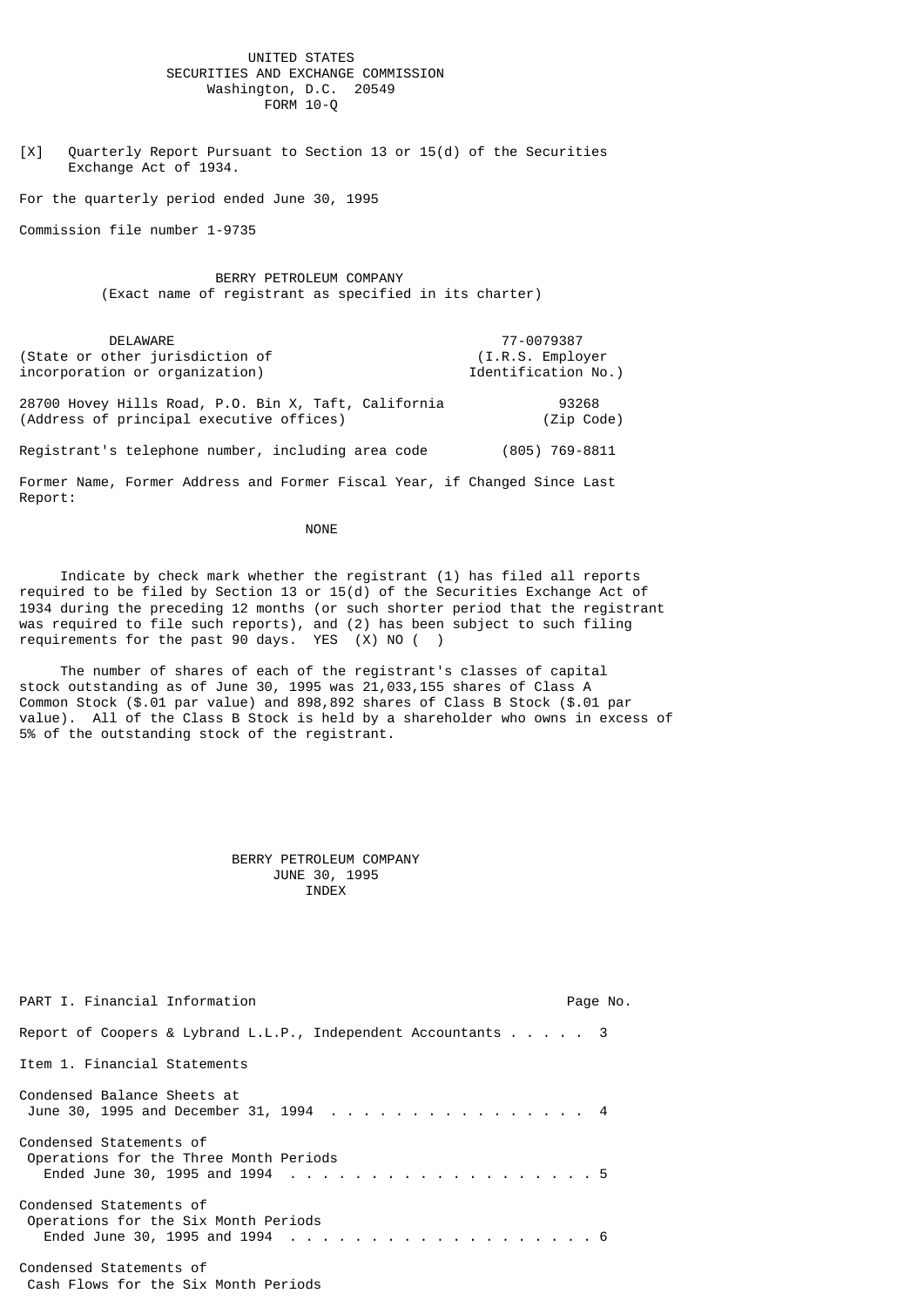UNITED STATES
SECURITIES AND EXCHANGE COMMISSION
Washington, D.C. 20549

# FORM 10-Q

[X] Quarterly Report Pursuant to Section 13 or 15(d) of the Securities Exchange Act of 1934.

For the quarterly period ended June 30, 1995

Commission file number 1-9735

## BERRY PETROLEUM COMPANY

(Exact name of registrant as specified in its charter)

| | |
|---|---|
| DELAWARE | 77-0079387 |
| (State or other jurisdiction of incorporation or organization) | (I.R.S. Employer Identification No.) |
| 28700 Hovey Hills Road, P.O. Bin X, Taft, California | 93268 |
| (Address of principal executive offices) | (Zip Code) |

Registrant's telephone number, including area code (805) 769-8811

Former Name, Former Address and Former Fiscal Year, if Changed Since Last Report:

NONE

Indicate by check mark whether the registrant (1) has filed all reports required to be filed by Section 13 or 15(d) of the Securities Exchange Act of 1934 during the preceding 12 months (or for such shorter period that the registrant was required to file such reports), and (2) has been subject to such filing requirements for the past 90 days. YES (X) NO ( )

The number of shares of each of the registrant's classes of capital stock outstanding as of June 30, 1995 was 21,033,155 shares of Class A Common Stock ($.01 par value) and 898,892 shares of Class B Stock ($.01 par value). All of the Class B Stock is held by a shareholder who owns in excess of 5% of the outstanding stock of the registrant.

## BERRY PETROLEUM COMPANY
## JUNE 30, 1995
## INDEX

| PART I. Financial Information | Page No. |
|---|---|
| Report of Coopers & Lybrand L.L.P., Independent Accountants | 3 |
| Item 1. Financial Statements | |
| Condensed Balance Sheets at June 30, 1995 and December 31, 1994 | 4 |
| Condensed Statements of Operations for the Three Month Periods Ended June 30, 1995 and 1994 | 5 |
| Condensed Statements of Operations for the Six Month Periods Ended June 30, 1995 and 1994 | 6 |
| Condensed Statements of Cash Flows for the Six Month Periods | |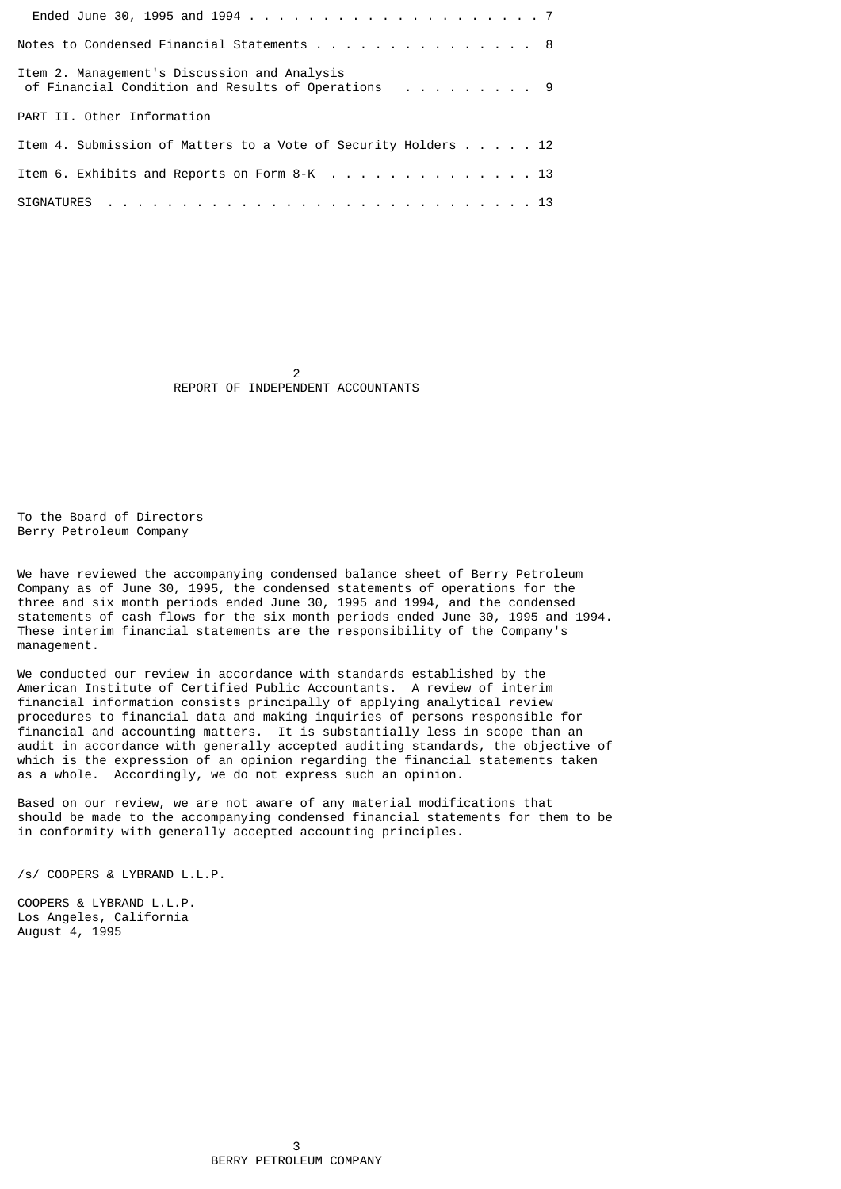| | |
|---|---|
| Ended June 30, 1995 and 1994 | 7 |
| Notes to Condensed Financial Statements | 8 |
| Item 2. Management's Discussion and Analysis of Financial Condition and Results of Operations | 9 |
| PART II. Other Information | |
| Item 4. Submission of Matters to a Vote of Security Holders | 12 |
| Item 6. Exhibits and Reports on Form 8-K | 13 |
| SIGNATURES | 13 |

## REPORT OF INDEPENDENT ACCOUNTANTS

To the Board of Directors
Berry Petroleum Company

We have reviewed the accompanying condensed balance sheet of Berry Petroleum Company as of June 30, 1995, the condensed statements of operations for the three and six month periods ended June 30, 1995 and 1994, and the condensed statements of cash flows for the six month periods ended June 30, 1995 and 1994. These interim financial statements are the responsibility of the Company's management.

We conducted our review in accordance with standards established by the American Institute of Certified Public Accountants. A review of interim financial information consists principally of applying analytical review procedures to financial data and making inquiries of persons responsible for financial and accounting matters. It is substantially less in scope than an audit in accordance with generally accepted auditing standards, the objective of which is the expression of an opinion regarding the financial statements taken as a whole. Accordingly, we do not express such an opinion.

Based on our review, we are not aware of any material modifications that should be made to the accompanying condensed financial statements for them to be in conformity with generally accepted accounting principles.

/s/ COOPERS & LYBRAND L.L.P.

COOPERS & LYBRAND L.L.P.
Los Angeles, California
August 4, 1995

BERRY PETROLEUM COMPANY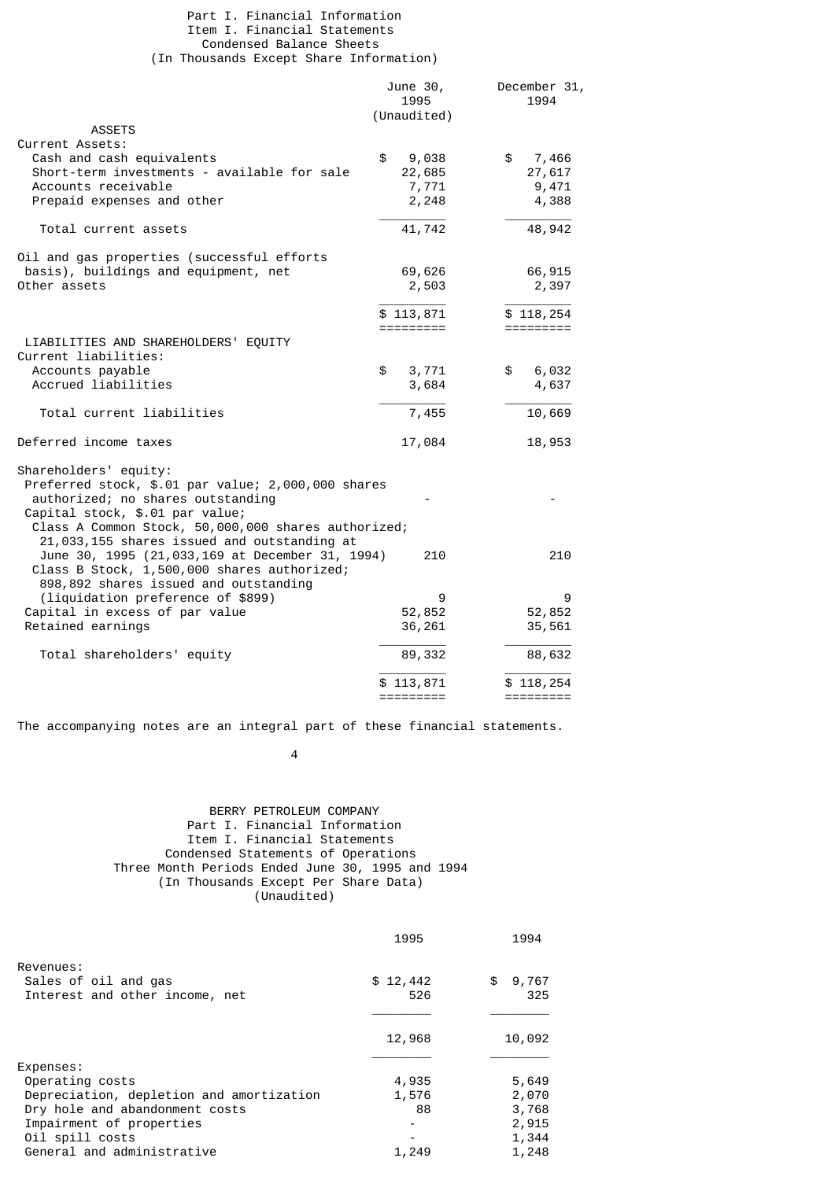## Part I. Financial Information
## Item I. Financial Statements
### Condensed Balance Sheets
### (In Thousands Except Share Information)

| | June 30, 1995 (Unaudited) | December 31, 1994 |
|---|---|---|
| **ASSETS** | | |
| Current Assets: | | |
| Cash and cash equivalents | $ 9,038 | $ 7,466 |
| Short-term investments - available for sale | 22,685 | 27,617 |
| Accounts receivable | 7,771 | 9,471 |
| Prepaid expenses and other | 2,248 | 4,388 |
| Total current assets | 41,742 | 48,942 |
| Oil and gas properties (successful efforts basis), buildings and equipment, net | 69,626 | 66,915 |
| Other assets | 2,503 | 2,397 |
| | $ 113,871 | $ 118,254 |
| **LIABILITIES AND SHAREHOLDERS' EQUITY** | | |
| Current liabilities: | | |
| Accounts payable | $ 3,771 | $ 6,032 |
| Accrued liabilities | 3,684 | 4,637 |
| Total current liabilities | 7,455 | 10,669 |
| Deferred income taxes | 17,084 | 18,953 |
| Shareholders' equity: | | |
| Preferred stock, $.01 par value; 2,000,000 shares authorized; no shares outstanding | - | - |
| Capital stock, $.01 par value; | | |
| Class A Common Stock, 50,000,000 shares authorized; 21,033,155 shares issued and outstanding at June 30, 1995 (21,033,169 at December 31, 1994) | 210 | 210 |
| Class B Stock, 1,500,000 shares authorized; 898,892 shares issued and outstanding (liquidation preference of $899) | 9 | 9 |
| Capital in excess of par value | 52,852 | 52,852 |
| Retained earnings | 36,261 | 35,561 |
| Total shareholders' equity | 89,332 | 88,632 |
| | $ 113,871 | $ 118,254 |

The accompanying notes are an integral part of these financial statements.

## BERRY PETROLEUM COMPANY
## Part I. Financial Information
## Item I. Financial Statements
### Condensed Statements of Operations
### Three Month Periods Ended June 30, 1995 and 1994
### (In Thousands Except Per Share Data)
### (Unaudited)

| | 1995 | 1994 |
|---|---|---|
| Revenues: | | |
| Sales of oil and gas | $ 12,442 | $ 9,767 |
| Interest and other income, net | 526 | 325 |
| | 12,968 | 10,092 |
| Expenses: | | |
| Operating costs | 4,935 | 5,649 |
| Depreciation, depletion and amortization | 1,576 | 2,070 |
| Dry hole and abandonment costs | 88 | 3,768 |
| Impairment of properties | - | 2,915 |
| Oil spill costs | - | 1,344 |
| General and administrative | 1,249 | 1,248 |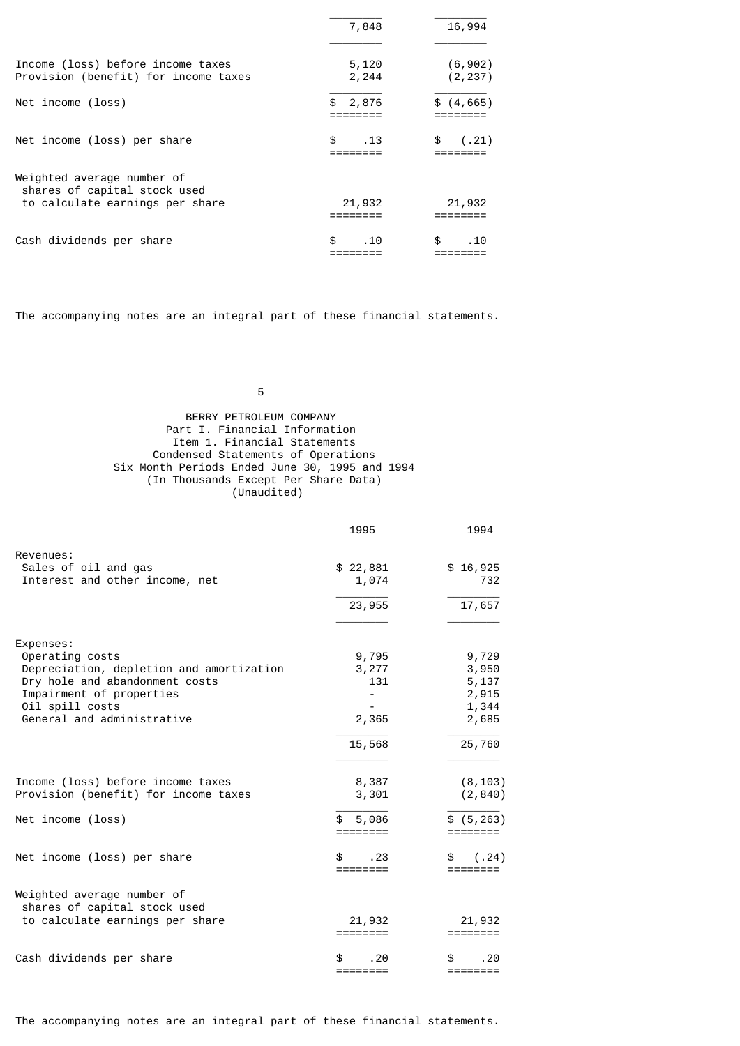| | | |
|---|---|---|
| | 7,848 | 16,994 |
| Income (loss) before income taxes | 5,120 | (6,902) |
| Provision (benefit) for income taxes | 2,244 | (2,237) |
| Net income (loss) | $ 2,876 | $ (4,665) |
| Net income (loss) per share | $ .13 | $ (.21) |
| Weighted average number of shares of capital stock used to calculate earnings per share | 21,932 | 21,932 |
| Cash dividends per share | $ .10 | $ .10 |

The accompanying notes are an integral part of these financial statements.

BERRY PETROLEUM COMPANY
Part I. Financial Information
Item 1. Financial Statements
Condensed Statements of Operations
Six Month Periods Ended June 30, 1995 and 1994
(In Thousands Except Per Share Data)
(Unaudited)

| | 1995 | 1994 |
|---|---|---|
| Revenues: | | |
| Sales of oil and gas | $ 22,881 | $ 16,925 |
| Interest and other income, net | 1,074 | 732 |
| | 23,955 | 17,657 |
| Expenses: | | |
| Operating costs | 9,795 | 9,729 |
| Depreciation, depletion and amortization | 3,277 | 3,950 |
| Dry hole and abandonment costs | 131 | 5,137 |
| Impairment of properties | - | 2,915 |
| Oil spill costs | - | 1,344 |
| General and administrative | 2,365 | 2,685 |
| | 15,568 | 25,760 |
| Income (loss) before income taxes | 8,387 | (8,103) |
| Provision (benefit) for income taxes | 3,301 | (2,840) |
| Net income (loss) | $ 5,086 | $ (5,263) |
| Net income (loss) per share | $ .23 | $ (.24) |
| Weighted average number of shares of capital stock used to calculate earnings per share | 21,932 | 21,932 |
| Cash dividends per share | $ .20 | $ .20 |

The accompanying notes are an integral part of these financial statements.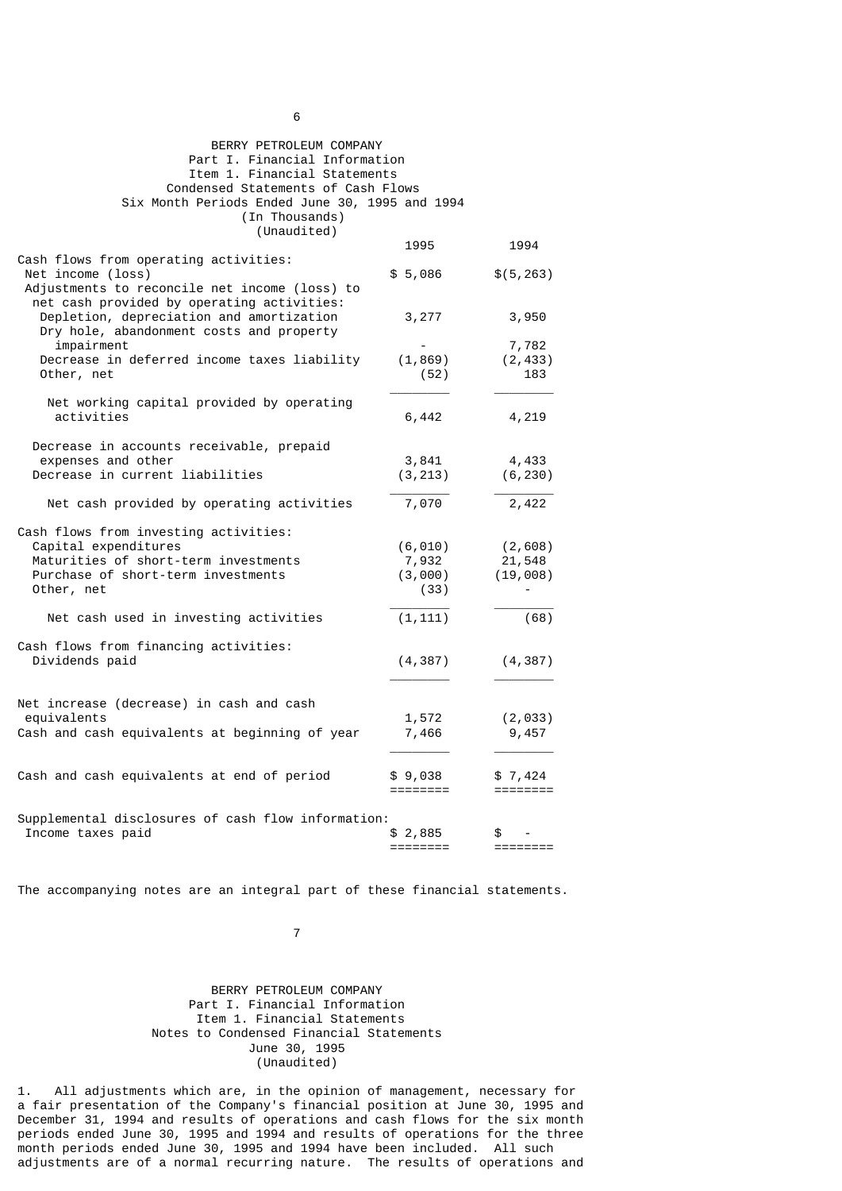BERRY PETROLEUM COMPANY
Part I. Financial Information
Item 1. Financial Statements
Condensed Statements of Cash Flows
Six Month Periods Ended June 30, 1995 and 1994
(In Thousands)
(Unaudited)

| | 1995 | 1994 |
|---|---|---|
| Cash flows from operating activities: | | |
| Net income (loss) | $ 5,086 | $(5,263) |
| Adjustments to reconcile net income (loss) to net cash provided by operating activities: | | |
| Depletion, depreciation and amortization | 3,277 | 3,950 |
| Dry hole, abandonment costs and property impairment | - | 7,782 |
| Decrease in deferred income taxes liability | (1,869) | (2,433) |
| Other, net | (52) | 183 |
| Net working capital provided by operating activities | 6,442 | 4,219 |
| Decrease in accounts receivable, prepaid expenses and other | 3,841 | 4,433 |
| Decrease in current liabilities | (3,213) | (6,230) |
| Net cash provided by operating activities | 7,070 | 2,422 |
| Cash flows from investing activities: | | |
| Capital expenditures | (6,010) | (2,608) |
| Maturities of short-term investments | 7,932 | 21,548 |
| Purchase of short-term investments | (3,000) | (19,008) |
| Other, net | (33) | - |
| Net cash used in investing activities | (1,111) | (68) |
| Cash flows from financing activities: | | |
| Dividends paid | (4,387) | (4,387) |
| Net increase (decrease) in cash and cash equivalents | 1,572 | (2,033) |
| Cash and cash equivalents at beginning of year | 7,466 | 9,457 |
| Cash and cash equivalents at end of period | $ 9,038 | $ 7,424 |
| Supplemental disclosures of cash flow information: | | |
| Income taxes paid | $ 2,885 | $ - |

The accompanying notes are an integral part of these financial statements.

BERRY PETROLEUM COMPANY
Part I. Financial Information
Item 1. Financial Statements
Notes to Condensed Financial Statements
June 30, 1995
(Unaudited)

1. All adjustments which are, in the opinion of management, necessary for a fair presentation of the Company's financial position at June 30, 1995 and December 31, 1994 and results of operations and cash flows for the six month periods ended June 30, 1995 and 1994 and results of operations for the three month periods ended June 30, 1995 and 1994 have been included. All such adjustments are of a normal recurring nature. The results of operations and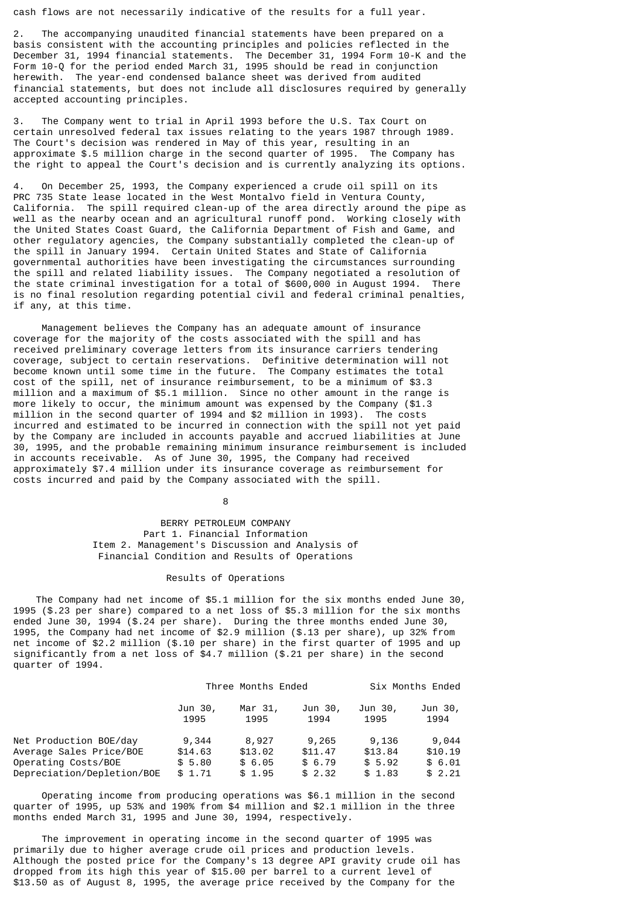cash flows are not necessarily indicative of the results for a full year.

2. The accompanying unaudited financial statements have been prepared on a basis consistent with the accounting principles and policies reflected in the December 31, 1994 financial statements. The December 31, 1994 Form 10-K and the Form 10-Q for the period ended March 31, 1995 should be read in conjunction herewith. The year-end condensed balance sheet was derived from audited financial statements, but does not include all disclosures required by generally accepted accounting principles.

3. The Company went to trial in April 1993 before the U.S. Tax Court on certain unresolved federal tax issues relating to the years 1987 through 1989. The Court's decision was rendered in May of this year, resulting in an approximate $.5 million charge in the second quarter of 1995. The Company has the right to appeal the Court's decision and is currently analyzing its options.

4. On December 25, 1993, the Company experienced a crude oil spill on its PRC 735 State lease located in the West Montalvo field in Ventura County, California. The spill required clean-up of the area directly around the pipe as well as the nearby ocean and an agricultural runoff pond. Working closely with the United States Coast Guard, the California Department of Fish and Game, and other regulatory agencies, the Company substantially completed the clean-up of the spill in January 1994. Certain United States and State of California governmental authorities have been investigating the circumstances surrounding the spill and related liability issues. The Company negotiated a resolution of the state criminal investigation for a total of $600,000 in August 1994. There is no final resolution regarding potential civil and federal criminal penalties, if any, at this time.

Management believes the Company has an adequate amount of insurance coverage for the majority of the costs associated with the spill and has received preliminary coverage letters from its insurance carriers tendering coverage, subject to certain reservations. Definitive determination will not become known until some time in the future. The Company estimates the total cost of the spill, net of insurance reimbursement, to be a minimum of $3.3 million and a maximum of $5.1 million. Since no other amount in the range is more likely to occur, the minimum amount was expensed by the Company ($1.3 million in the second quarter of 1994 and $2 million in 1993). The costs incurred and estimated to be incurred in connection with the spill not yet paid by the Company are included in accounts payable and accrued liabilities at June 30, 1995, and the probable remaining minimum insurance reimbursement is included in accounts receivable. As of June 30, 1995, the Company had received approximately $7.4 million under its insurance coverage as reimbursement for costs incurred and paid by the Company associated with the spill.

BERRY PETROLEUM COMPANY
Part 1. Financial Information
Item 2. Management's Discussion and Analysis of Financial Condition and Results of Operations

## Results of Operations

The Company had net income of $5.1 million for the six months ended June 30, 1995 ($.23 per share) compared to a net loss of $5.3 million for the six months ended June 30, 1994 ($.24 per share). During the three months ended June 30, 1995, the Company had net income of $2.9 million ($.13 per share), up 32% from net income of $2.2 million ($.10 per share) in the first quarter of 1995 and up significantly from a net loss of $4.7 million ($.21 per share) in the second quarter of 1994.

| | Three Months Ended | | | Six Months Ended | |
|---|---|---|---|---|---|
| | Jun 30, 1995 | Mar 31, 1995 | Jun 30, 1994 | Jun 30, 1995 | Jun 30, 1994 |
| Net Production BOE/day | 9,344 | 8,927 | 9,265 | 9,136 | 9,044 |
| Average Sales Price/BOE | $14.63 | $13.02 | $11.47 | $13.84 | $10.19 |
| Operating Costs/BOE | $ 5.80 | $ 6.05 | $ 6.79 | $ 5.92 | $ 6.01 |
| Depreciation/Depletion/BOE | $ 1.71 | $ 1.95 | $ 2.32 | $ 1.83 | $ 2.21 |

Operating income from producing operations was $6.1 million in the second quarter of 1995, up 53% and 190% from $4 million and $2.1 million in the three months ended March 31, 1995 and June 30, 1994, respectively.

The improvement in operating income in the second quarter of 1995 was primarily due to higher average crude oil prices and production levels. Although the posted price for the Company's 13 degree API gravity crude oil has dropped from its high this year of $15.00 per barrel to a current level of $13.50 as of August 8, 1995, the average price received by the Company for the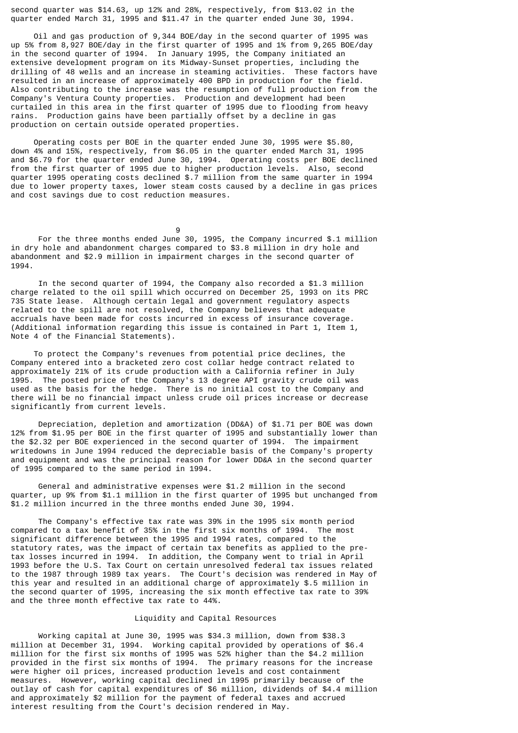second quarter was $14.63, up 12% and 28%, respectively, from $13.02 in the quarter ended March 31, 1995 and $11.47 in the quarter ended June 30, 1994.

Oil and gas production of 9,344 BOE/day in the second quarter of 1995 was up 5% from 8,927 BOE/day in the first quarter of 1995 and 1% from 9,265 BOE/day in the second quarter of 1994. In January 1995, the Company initiated an extensive development program on its Midway-Sunset properties, including the drilling of 48 wells and an increase in steaming activities. These factors have resulted in an increase of approximately 400 BPD in production for the field. Also contributing to the increase was the resumption of full production from the Company's Ventura County properties. Production and development had been curtailed in this area in the first quarter of 1995 due to flooding from heavy rains. Production gains have been partially offset by a decline in gas production on certain outside operated properties.

Operating costs per BOE in the quarter ended June 30, 1995 were $5.80, down 4% and 15%, respectively, from $6.05 in the quarter ended March 31, 1995 and $6.79 for the quarter ended June 30, 1994. Operating costs per BOE declined from the first quarter of 1995 due to higher production levels. Also, second quarter 1995 operating costs declined $.7 million from the same quarter in 1994 due to lower property taxes, lower steam costs caused by a decline in gas prices and cost savings due to cost reduction measures.

For the three months ended June 30, 1995, the Company incurred $.1 million in dry hole and abandonment charges compared to $3.8 million in dry hole and abandonment and $2.9 million in impairment charges in the second quarter of 1994.

In the second quarter of 1994, the Company also recorded a $1.3 million charge related to the oil spill which occurred on December 25, 1993 on its PRC 735 State lease. Although certain legal and government regulatory aspects related to the spill are not resolved, the Company believes that adequate accruals have been made for costs incurred in excess of insurance coverage. (Additional information regarding this issue is contained in Part 1, Item 1, Note 4 of the Financial Statements).

To protect the Company's revenues from potential price declines, the Company entered into a bracketed zero cost collar hedge contract related to approximately 21% of its crude production with a California refiner in July 1995. The posted price of the Company's 13 degree API gravity crude oil was used as the basis for the hedge. There is no initial cost to the Company and there will be no financial impact unless crude oil prices increase or decrease significantly from current levels.

Depreciation, depletion and amortization (DD&A) of $1.71 per BOE was down 12% from $1.95 per BOE in the first quarter of 1995 and substantially lower than the $2.32 per BOE experienced in the second quarter of 1994. The impairment writedowns in June 1994 reduced the depreciable basis of the Company's property and equipment and was the principal reason for lower DD&A in the second quarter of 1995 compared to the same period in 1994.

General and administrative expenses were $1.2 million in the second quarter, up 9% from $1.1 million in the first quarter of 1995 but unchanged from $1.2 million incurred in the three months ended June 30, 1994.

The Company's effective tax rate was 39% in the 1995 six month period compared to a tax benefit of 35% in the first six months of 1994. The most significant difference between the 1995 and 1994 rates, compared to the statutory rates, was the impact of certain tax benefits as applied to the pre-tax losses incurred in 1994. In addition, the Company went to trial in April 1993 before the U.S. Tax Court on certain unresolved federal tax issues related to the 1987 through 1989 tax years. The Court's decision was rendered in May of this year and resulted in an additional charge of approximately $.5 million in the second quarter of 1995, increasing the six month effective tax rate to 39% and the three month effective tax rate to 44%.

## Liquidity and Capital Resources

Working capital at June 30, 1995 was $34.3 million, down from $38.3 million at December 31, 1994. Working capital provided by operations of $6.4 million for the first six months of 1995 was 52% higher than the $4.2 million provided in the first six months of 1994. The primary reasons for the increase were higher oil prices, increased production levels and cost containment measures. However, working capital declined in 1995 primarily because of the outlay of cash for capital expenditures of $6 million, dividends of $4.4 million and approximately $2 million for the payment of federal taxes and accrued interest resulting from the Court's decision rendered in May.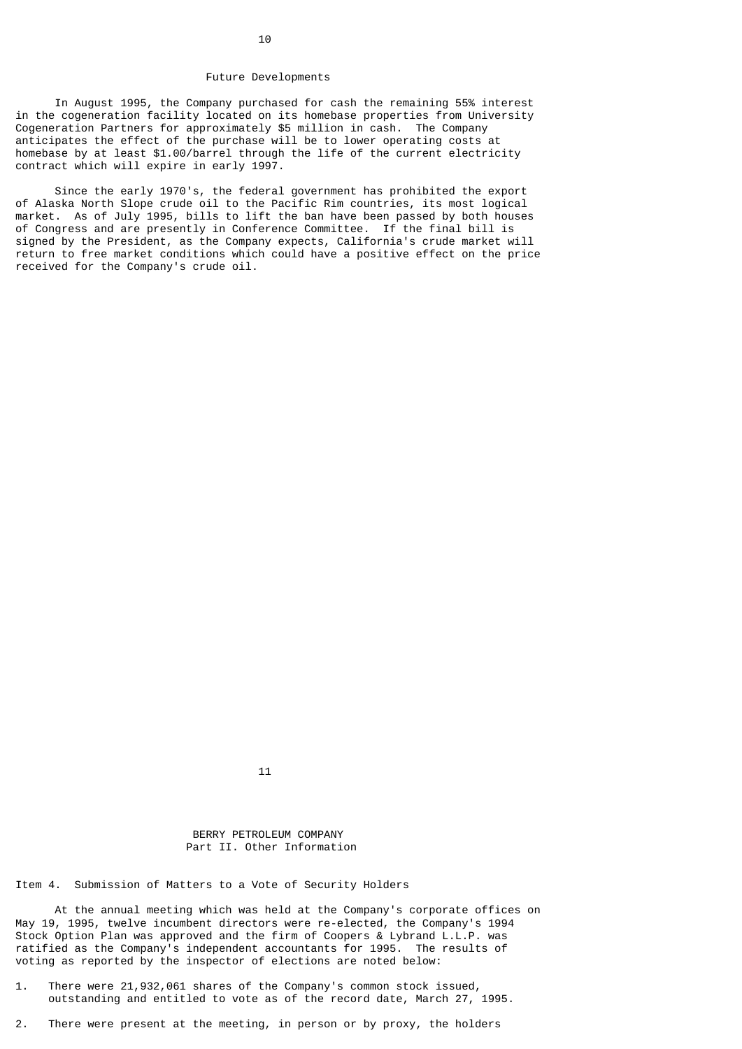## Future Developments

In August 1995, the Company purchased for cash the remaining 55% interest in the cogeneration facility located on its homebase properties from University Cogeneration Partners for approximately $5 million in cash. The Company anticipates the effect of the purchase will be to lower operating costs at homebase by at least $1.00/barrel through the life of the current electricity contract which will expire in early 1997.

Since the early 1970's, the federal government has prohibited the export of Alaska North Slope crude oil to the Pacific Rim countries, its most logical market. As of July 1995, bills to lift the ban have been passed by both houses of Congress and are presently in Conference Committee. If the final bill is signed by the President, as the Company expects, California's crude market will return to free market conditions which could have a positive effect on the price received for the Company's crude oil.

# BERRY PETROLEUM COMPANY
## Part II. Other Information

### Item 4. Submission of Matters to a Vote of Security Holders

At the annual meeting which was held at the Company's corporate offices on May 19, 1995, twelve incumbent directors were re-elected, the Company's 1994 Stock Option Plan was approved and the firm of Coopers & Lybrand L.L.P. was ratified as the Company's independent accountants for 1995. The results of voting as reported by the inspector of elections are noted below:

1. There were 21,932,061 shares of the Company's common stock issued, outstanding and entitled to vote as of the record date, March 27, 1995.

2. There were present at the meeting, in person or by proxy, the holders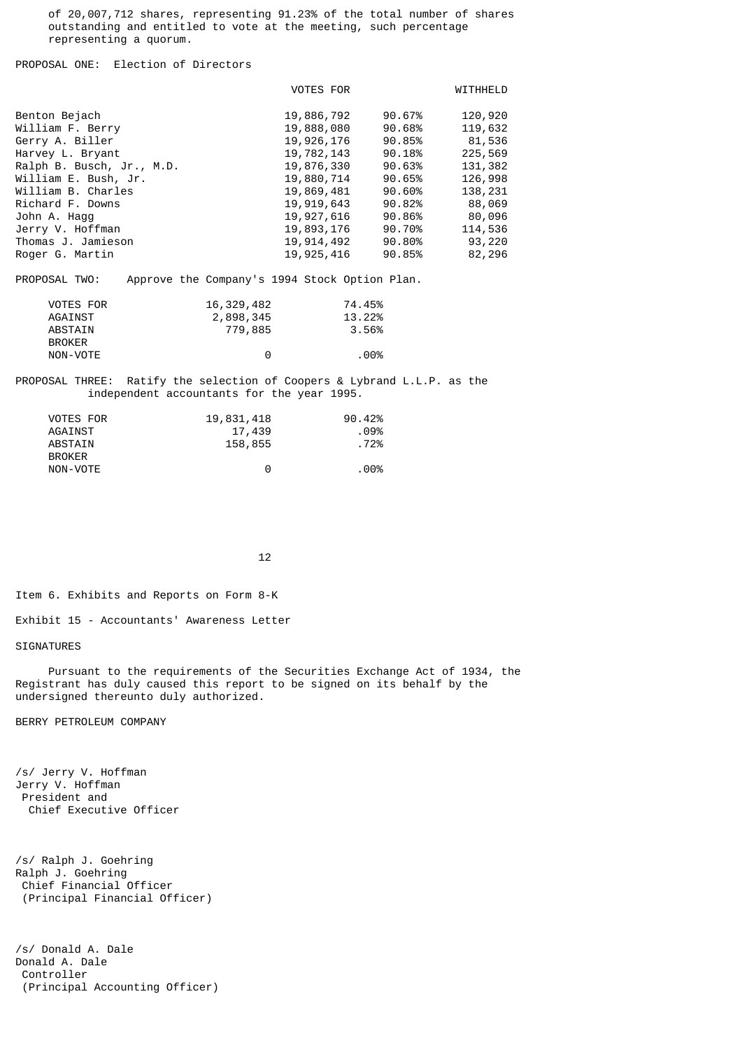of 20,007,712 shares, representing 91.23% of the total number of shares outstanding and entitled to vote at the meeting, such percentage representing a quorum.

PROPOSAL ONE: Election of Directors

| | VOTES FOR | | WITHHELD |
|---|---|---|---|
| Benton Bejach | 19,886,792 | 90.67% | 120,920 |
| William F. Berry | 19,888,080 | 90.68% | 119,632 |
| Gerry A. Biller | 19,926,176 | 90.85% | 81,536 |
| Harvey L. Bryant | 19,782,143 | 90.18% | 225,569 |
| Ralph B. Busch, Jr., M.D. | 19,876,330 | 90.63% | 131,382 |
| William E. Bush, Jr. | 19,880,714 | 90.65% | 126,998 |
| William B. Charles | 19,869,481 | 90.60% | 138,231 |
| Richard F. Downs | 19,919,643 | 90.82% | 88,069 |
| John A. Hagg | 19,927,616 | 90.86% | 80,096 |
| Jerry V. Hoffman | 19,893,176 | 90.70% | 114,536 |
| Thomas J. Jamieson | 19,914,492 | 90.80% | 93,220 |
| Roger G. Martin | 19,925,416 | 90.85% | 82,296 |

PROPOSAL TWO: Approve the Company's 1994 Stock Option Plan.

| | | |
|---|---|---|
| VOTES FOR | 16,329,482 | 74.45% |
| AGAINST | 2,898,345 | 13.22% |
| ABSTAIN | 779,885 | 3.56% |
| BROKER NON-VOTE | 0 | .00% |

PROPOSAL THREE: Ratify the selection of Coopers & Lybrand L.L.P. as the independent accountants for the year 1995.

| | | |
|---|---|---|
| VOTES FOR | 19,831,418 | 90.42% |
| AGAINST | 17,439 | .09% |
| ABSTAIN | 158,855 | .72% |
| BROKER NON-VOTE | 0 | .00% |

Item 6. Exhibits and Reports on Form 8-K

Exhibit 15 - Accountants' Awareness Letter

SIGNATURES

Pursuant to the requirements of the Securities Exchange Act of 1934, the Registrant has duly caused this report to be signed on its behalf by the undersigned thereunto duly authorized.

BERRY PETROLEUM COMPANY

/s/ Jerry V. Hoffman
Jerry V. Hoffman
President and
Chief Executive Officer

/s/ Ralph J. Goehring
Ralph J. Goehring
Chief Financial Officer
(Principal Financial Officer)

/s/ Donald A. Dale
Donald A. Dale
Controller
(Principal Accounting Officer)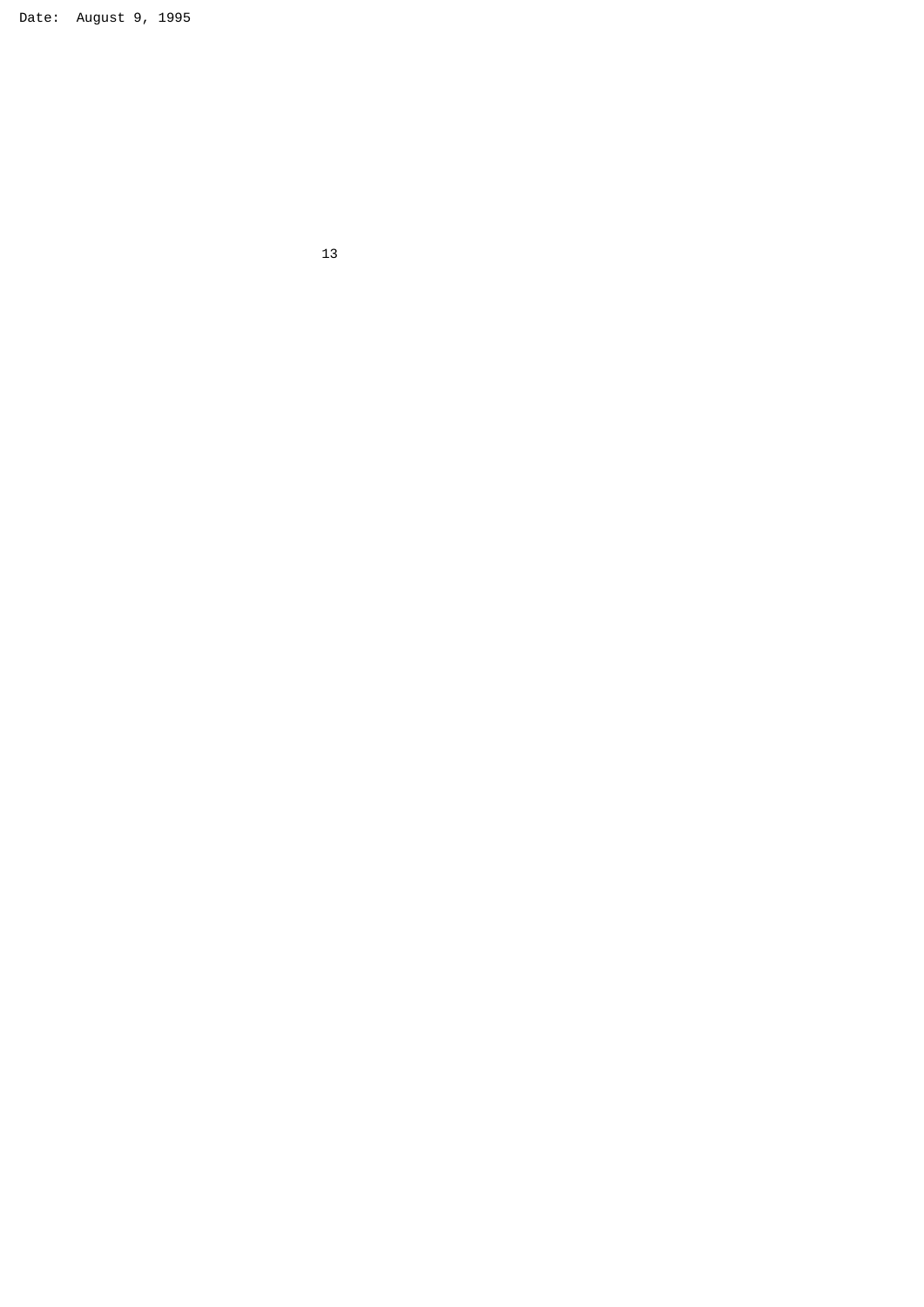Date:  August 9, 1995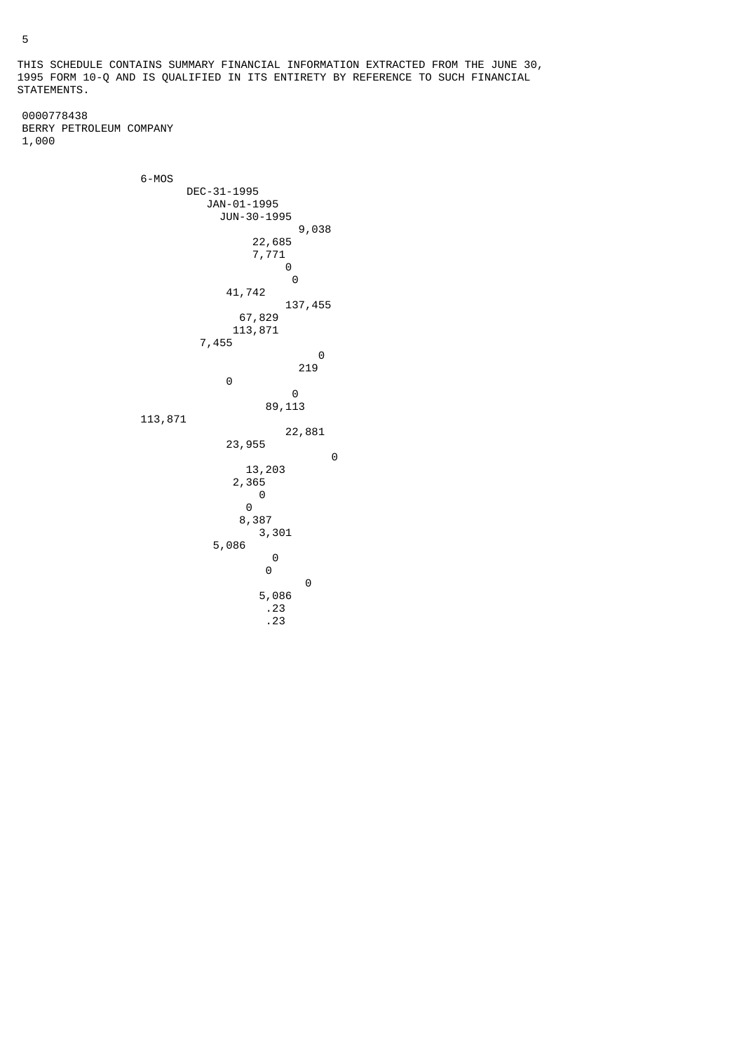THIS SCHEDULE CONTAINS SUMMARY FINANCIAL INFORMATION EXTRACTED FROM THE JUNE 30, 1995 FORM 10-Q AND IS QUALIFIED IN ITS ENTIRETY BY REFERENCE TO SUCH FINANCIAL STATEMENTS.

0000778438
BERRY PETROLEUM COMPANY
1,000

```
                 6-MOS
                        DEC-31-1995
                           JAN-01-1995
                             JUN-30-1995
                                          9,038
                                    22,685
                                     7,771
                                          0
                                            0
                             41,742
                                         137,455
                              67,829
                             113,871
                          7,455
                                               0
                                             219
                             0
                                            0
                                     89,113
                 113,871
                                          22,881
                             23,955
                                                   0
                                 13,203
                               2,365
                                  0
                                0
                              8,387
                                 3,301
                           5,086
                                      0
                                     0
                                            0
                                    5,086
                                      .23
                                      .23
```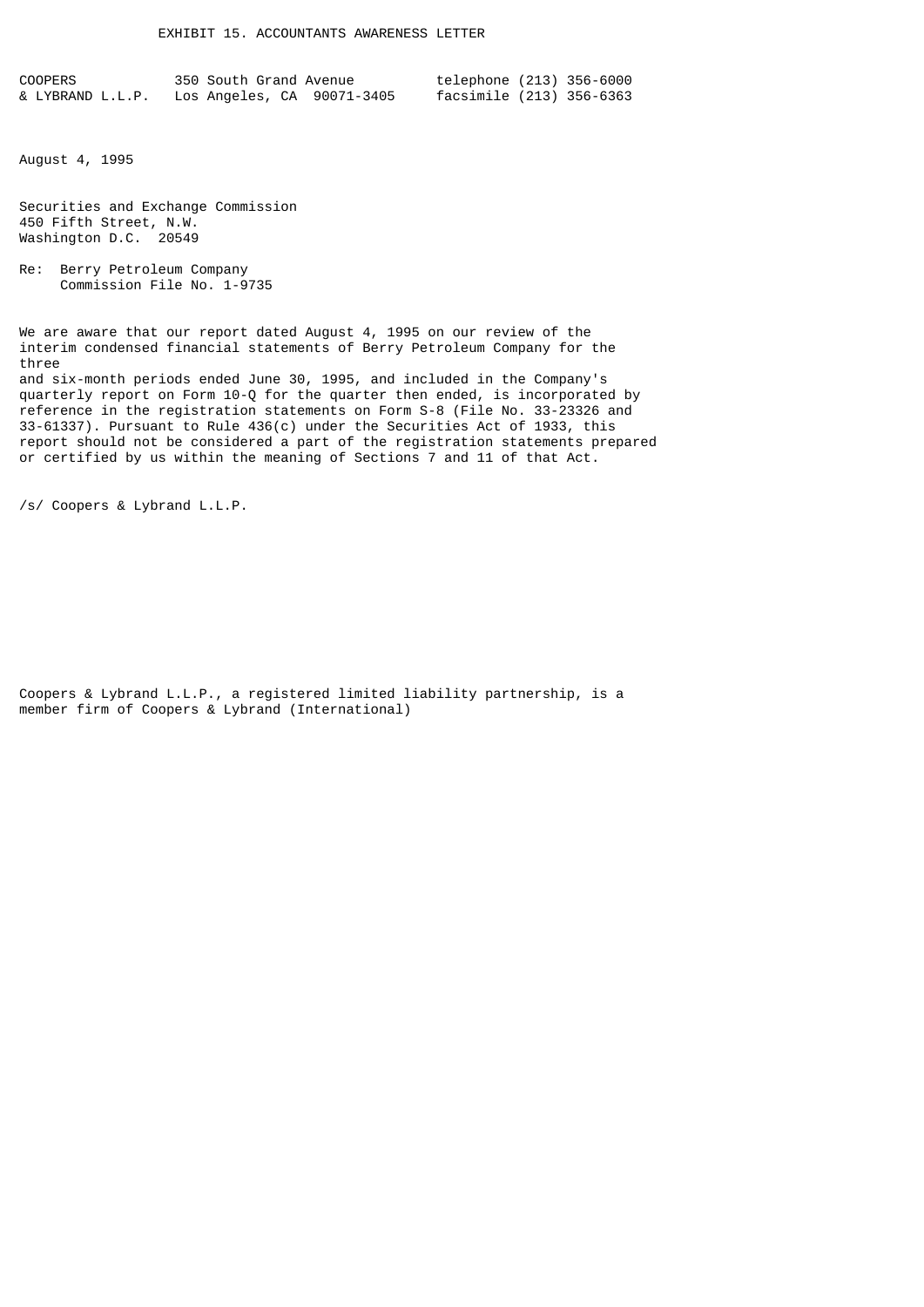EXHIBIT 15. ACCOUNTANTS AWARENESS LETTER

COOPERS & LYBRAND L.L.P.
350 South Grand Avenue
Los Angeles, CA 90071-3405
telephone (213) 356-6000
facsimile (213) 356-6363

August 4, 1995

Securities and Exchange Commission
450 Fifth Street, N.W.
Washington D.C. 20549

Re: Berry Petroleum Company
Commission File No. 1-9735

We are aware that our report dated August 4, 1995 on our review of the interim condensed financial statements of Berry Petroleum Company for the three and six-month periods ended June 30, 1995, and included in the Company's quarterly report on Form 10-Q for the quarter then ended, is incorporated by reference in the registration statements on Form S-8 (File No. 33-23326 and 33-61337). Pursuant to Rule 436(c) under the Securities Act of 1933, this report should not be considered a part of the registration statements prepared or certified by us within the meaning of Sections 7 and 11 of that Act.

/s/ Coopers & Lybrand L.L.P.

Coopers & Lybrand L.L.P., a registered limited liability partnership, is a member firm of Coopers & Lybrand (International)